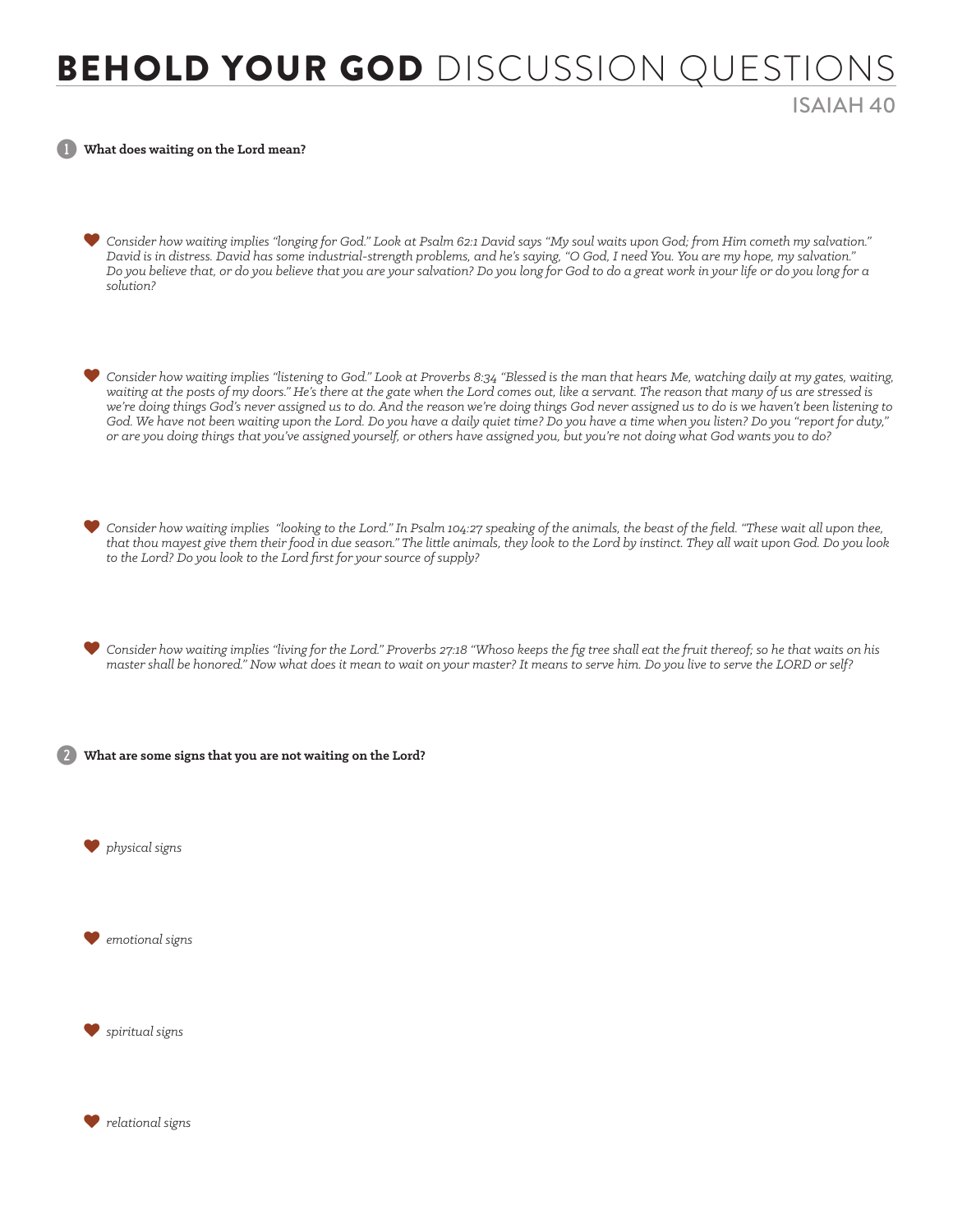# **BEHOLD YOUR GOD** DISCUSSION QUESTIONS

## ISAIAH 40

1. **What does waiting on the Lord mean?**

- *Consider how waiting implies "longing for God." Look at Psalm 62:1 David says "My soul waits upon God; from Him cometh my salvation." David is in distress. David has some industrial-strength problems, and he's saying, "O God, I need You. You are my hope, my salvation." Do you believe that, or do you believe that you are your salvation? Do you long for God to do a great work in your life or do you long for a solution?*

- *Consider how waiting implies "listening to God." Look at Proverbs 8:34 "Blessed is the man that hears Me, watching daily at my gates, waiting, waiting at the posts of my doors." He's there at the gate when the Lord comes out, like a servant. The reason that many of us are stressed is we're doing things God's never assigned us to do. And the reason we're doing things God never assigned us to do is we haven't been listening to God. We have not been waiting upon the Lord. Do you have a daily quiet time? Do you have a time when you listen? Do you "report for duty," or are you doing things that you've assigned yourself, or others have assigned you, but you're not doing what God wants you to do?*

- *Consider how waiting implies "looking to the Lord." In Psalm 104:27 speaking of the animals, the beast of the field. "These wait all upon thee, that thou mayest give them their food in due season." The little animals, they look to the Lord by instinct. They all wait upon God. Do you look to the Lord? Do you look to the Lord first for your source of supply?*

- *Consider how waiting implies "living for the Lord." Proverbs 27:18 "Whoso keeps the fig tree shall eat the fruit thereof; so he that waits on his master shall be honored." Now what does it mean to wait on your master? It means to serve him. Do you live to serve the LORD or self?*

2. **What are some signs that you are not waiting on the Lord?**

- *physical signs*

- *emotional signs*

- *spiritual signs*

- *relational signs*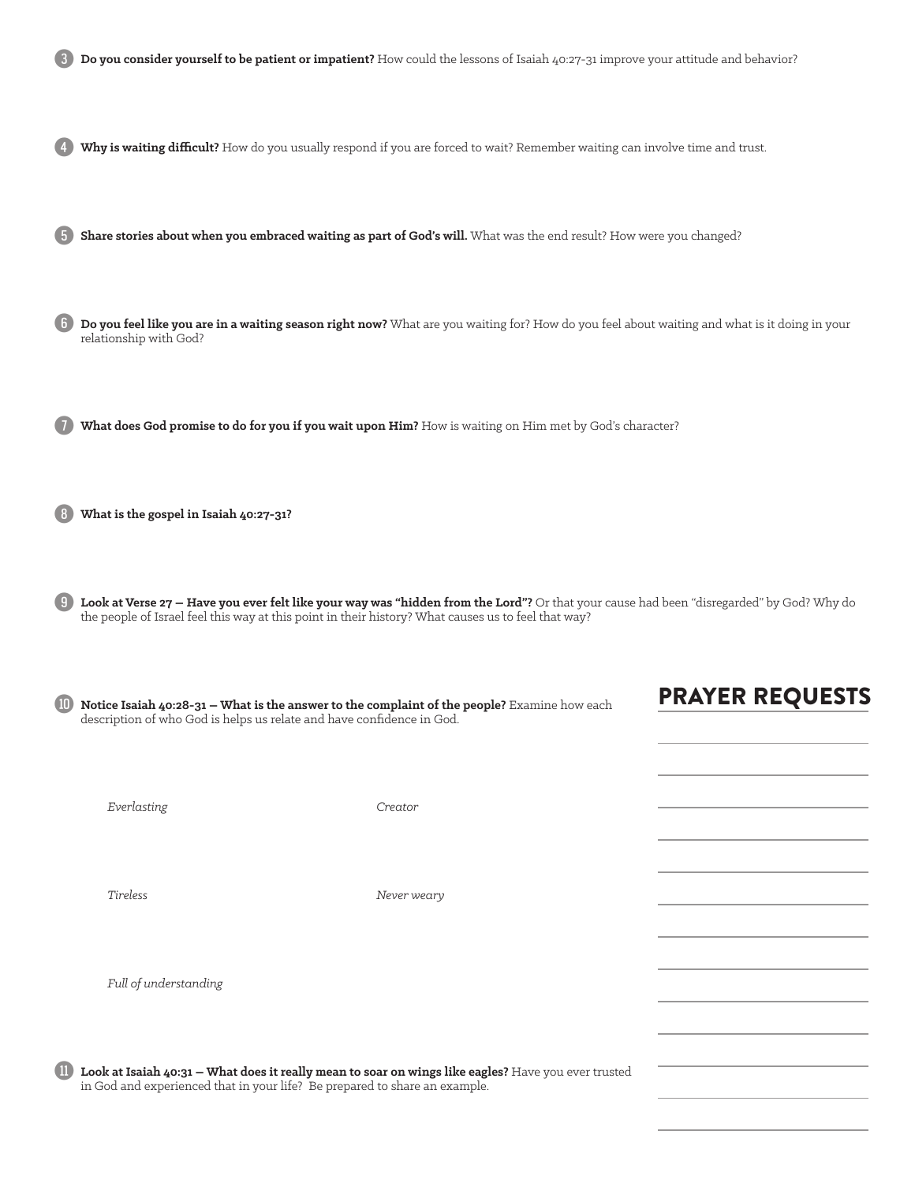3. **Do you consider yourself to be patient or impatient?** How could the lessons of Isaiah 40:27-31 improve your attitude and behavior?

4. **Why is waiting difficult?** How do you usually respond if you are forced to wait? Remember waiting can involve time and trust.

5. **Share stories about when you embraced waiting as part of God's will.** What was the end result? How were you changed?

6. **Do you feel like you are in a waiting season right now?** What are you waiting for? How do you feel about waiting and what is it doing in your relationship with God?

7. **What does God promise to do for you if you wait upon Him?** How is waiting on Him met by God's character?

8. **What is the gospel in Isaiah 40:27-31?**

9. **Look at Verse 27 — Have you ever felt like your way was "hidden from the Lord"?** Or that your cause had been "disregarded" by God? Why do the people of Israel feel this way at this point in their history? What causes us to feel that way?

10. **Notice Isaiah 40:28-31 — What is the answer to the complaint of the people?** Examine how each description of who God is helps us relate and have confidence in God.

    *Everlasting*

    *Creator*

    *Tireless*

    *Never weary*

    *Full of understanding*

11. **Look at Isaiah 40:31 — What does it really mean to soar on wings like eagles?** Have you ever trusted in God and experienced that in your life? Be prepared to share an example.

## PRAYER REQUESTS